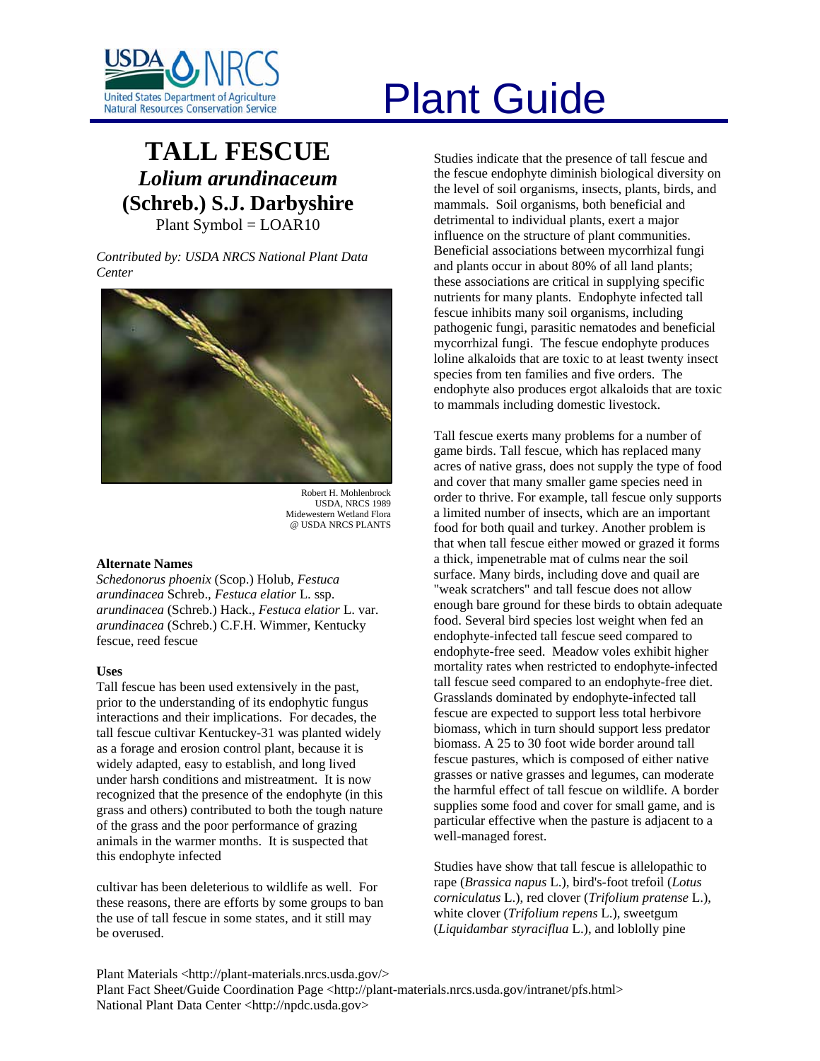# Plant Guide

# TALL FESCUE
## *Lolium arundinaceum* (Schreb.) S.J. Darbyshire

Plant Symbol = LOAR10

*Contributed by: USDA NRCS National Plant Data Center*

Robert H. Mohlenbrock
USDA, NRCS 1989
Midewestern Wetland Flora
@ USDA NRCS PLANTS

### Alternate Names

*Schedonorus phoenix* (Scop.) Holub, *Festuca arundinacea* Schreb., *Festuca elatior* L. ssp. *arundinacea* (Schreb.) Hack., *Festuca elatior* L. var. *arundinacea* (Schreb.) C.F.H. Wimmer, Kentucky fescue, reed fescue

### Uses

Tall fescue has been used extensively in the past, prior to the understanding of its endophytic fungus interactions and their implications. For decades, the tall fescue cultivar Kentuckey-31 was planted widely as a forage and erosion control plant, because it is widely adapted, easy to establish, and long lived under harsh conditions and mistreatment. It is now recognized that the presence of the endophyte (in this grass and others) contributed to both the tough nature of the grass and the poor performance of grazing animals in the warmer months. It is suspected that this endophyte infected cultivar has been deleterious to wildlife as well. For these reasons, there are efforts by some groups to ban the use of tall fescue in some states, and it still may be overused.

Studies indicate that the presence of tall fescue and the fescue endophyte diminish biological diversity on the level of soil organisms, insects, plants, birds, and mammals. Soil organisms, both beneficial and detrimental to individual plants, exert a major influence on the structure of plant communities. Beneficial associations between mycorrhizal fungi and plants occur in about 80% of all land plants; these associations are critical in supplying specific nutrients for many plants. Endophyte infected tall fescue inhibits many soil organisms, including pathogenic fungi, parasitic nematodes and beneficial mycorrhizal fungi. The fescue endophyte produces loline alkaloids that are toxic to at least twenty insect species from ten families and five orders. The endophyte also produces ergot alkaloids that are toxic to mammals including domestic livestock.

Tall fescue exerts many problems for a number of game birds. Tall fescue, which has replaced many acres of native grass, does not supply the type of food and cover that many smaller game species need in order to thrive. For example, tall fescue only supports a limited number of insects, which are an important food for both quail and turkey. Another problem is that when tall fescue either mowed or grazed it forms a thick, impenetrable mat of culms near the soil surface. Many birds, including dove and quail are "weak scratchers" and tall fescue does not allow enough bare ground for these birds to obtain adequate food. Several bird species lost weight when fed an endophyte-infected tall fescue seed compared to endophyte-free seed. Meadow voles exhibit higher mortality rates when restricted to endophyte-infected tall fescue seed compared to an endophyte-free diet. Grasslands dominated by endophyte-infected tall fescue are expected to support less total herbivore biomass, which in turn should support less predator biomass. A 25 to 30 foot wide border around tall fescue pastures, which is composed of either native grasses or native grasses and legumes, can moderate the harmful effect of tall fescue on wildlife. A border supplies some food and cover for small game, and is particular effective when the pasture is adjacent to a well-managed forest.

Studies have show that tall fescue is allelopathic to rape (*Brassica napus* L.), bird's-foot trefoil (*Lotus corniculatus* L.), red clover (*Trifolium pratense* L.), white clover (*Trifolium repens* L.), sweetgum (*Liquidambar styraciflua* L.), and loblolly pine

Plant Materials <http://plant-materials.nrcs.usda.gov/>
Plant Fact Sheet/Guide Coordination Page <http://plant-materials.nrcs.usda.gov/intranet/pfs.html>
National Plant Data Center <http://npdc.usda.gov>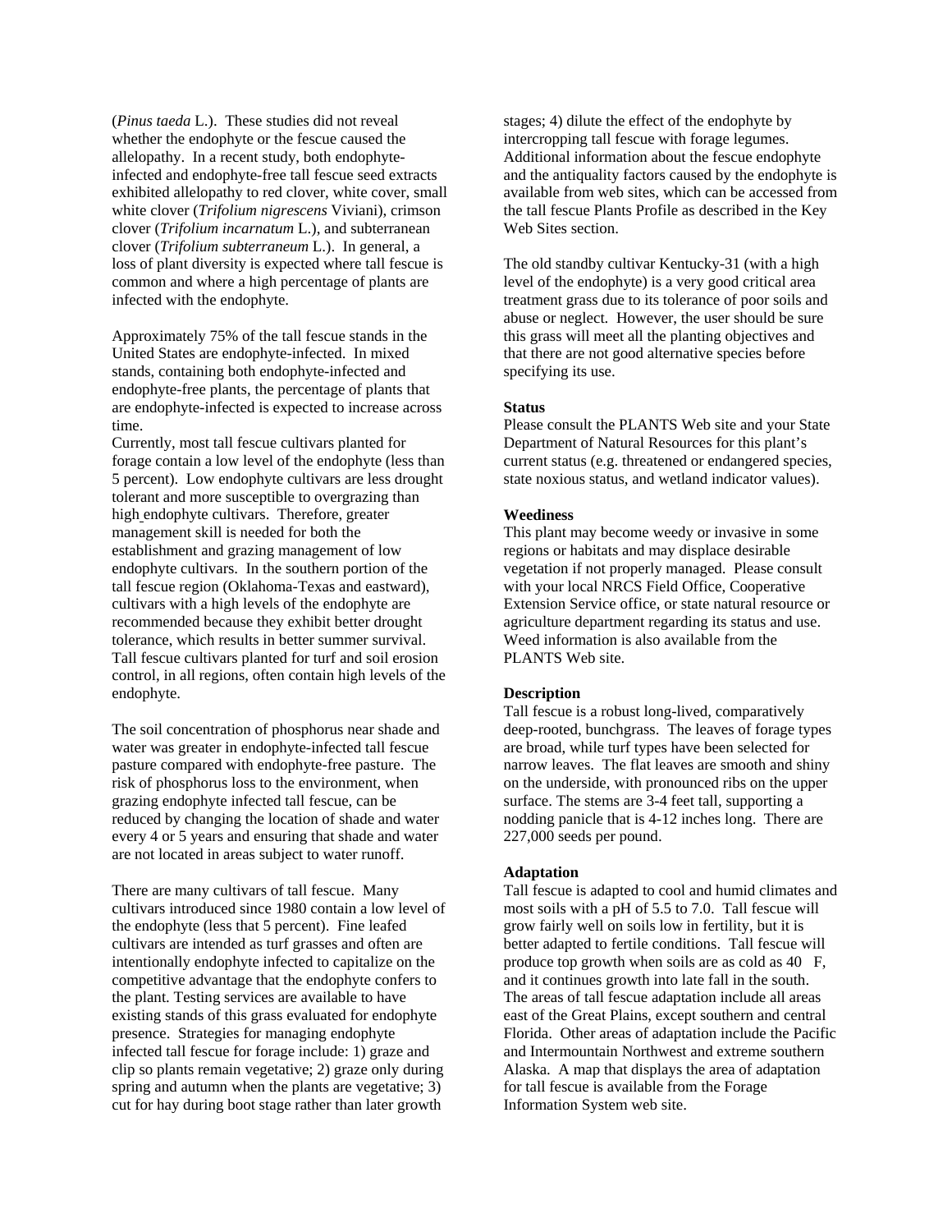(*Pinus taeda* L.). These studies did not reveal whether the endophyte or the fescue caused the allelopathy. In a recent study, both endophyte-infected and endophyte-free tall fescue seed extracts exhibited allelopathy to red clover, white cover, small white clover (*Trifolium nigrescens* Viviani), crimson clover (*Trifolium incarnatum* L.), and subterranean clover (*Trifolium subterraneum* L.). In general, a loss of plant diversity is expected where tall fescue is common and where a high percentage of plants are infected with the endophyte.

Approximately 75% of the tall fescue stands in the United States are endophyte-infected. In mixed stands, containing both endophyte-infected and endophyte-free plants, the percentage of plants that are endophyte-infected is expected to increase across time.

Currently, most tall fescue cultivars planted for forage contain a low level of the endophyte (less than 5 percent). Low endophyte cultivars are less drought tolerant and more susceptible to overgrazing than high endophyte cultivars. Therefore, greater management skill is needed for both the establishment and grazing management of low endophyte cultivars. In the southern portion of the tall fescue region (Oklahoma-Texas and eastward), cultivars with a high levels of the endophyte are recommended because they exhibit better drought tolerance, which results in better summer survival. Tall fescue cultivars planted for turf and soil erosion control, in all regions, often contain high levels of the endophyte.

The soil concentration of phosphorus near shade and water was greater in endophyte-infected tall fescue pasture compared with endophyte-free pasture. The risk of phosphorus loss to the environment, when grazing endophyte infected tall fescue, can be reduced by changing the location of shade and water every 4 or 5 years and ensuring that shade and water are not located in areas subject to water runoff.

There are many cultivars of tall fescue. Many cultivars introduced since 1980 contain a low level of the endophyte (less that 5 percent). Fine leafed cultivars are intended as turf grasses and often are intentionally endophyte infected to capitalize on the competitive advantage that the endophyte confers to the plant. Testing services are available to have existing stands of this grass evaluated for endophyte presence. Strategies for managing endophyte infected tall fescue for forage include: 1) graze and clip so plants remain vegetative; 2) graze only during spring and autumn when the plants are vegetative; 3) cut for hay during boot stage rather than later growth stages; 4) dilute the effect of the endophyte by intercropping tall fescue with forage legumes. Additional information about the fescue endophyte and the antiquality factors caused by the endophyte is available from web sites, which can be accessed from the tall fescue Plants Profile as described in the Key Web Sites section.

The old standby cultivar Kentucky-31 (with a high level of the endophyte) is a very good critical area treatment grass due to its tolerance of poor soils and abuse or neglect. However, the user should be sure this grass will meet all the planting objectives and that there are not good alternative species before specifying its use.

**Status**

Please consult the PLANTS Web site and your State Department of Natural Resources for this plant's current status (e.g. threatened or endangered species, state noxious status, and wetland indicator values).

**Weediness**

This plant may become weedy or invasive in some regions or habitats and may displace desirable vegetation if not properly managed. Please consult with your local NRCS Field Office, Cooperative Extension Service office, or state natural resource or agriculture department regarding its status and use. Weed information is also available from the PLANTS Web site.

**Description**

Tall fescue is a robust long-lived, comparatively deep-rooted, bunchgrass. The leaves of forage types are broad, while turf types have been selected for narrow leaves. The flat leaves are smooth and shiny on the underside, with pronounced ribs on the upper surface. The stems are 3-4 feet tall, supporting a nodding panicle that is 4-12 inches long. There are 227,000 seeds per pound.

**Adaptation**

Tall fescue is adapted to cool and humid climates and most soils with a pH of 5.5 to 7.0. Tall fescue will grow fairly well on soils low in fertility, but it is better adapted to fertile conditions. Tall fescue will produce top growth when soils are as cold as 40 F, and it continues growth into late fall in the south. The areas of tall fescue adaptation include all areas east of the Great Plains, except southern and central Florida. Other areas of adaptation include the Pacific and Intermountain Northwest and extreme southern Alaska. A map that displays the area of adaptation for tall fescue is available from the Forage Information System web site.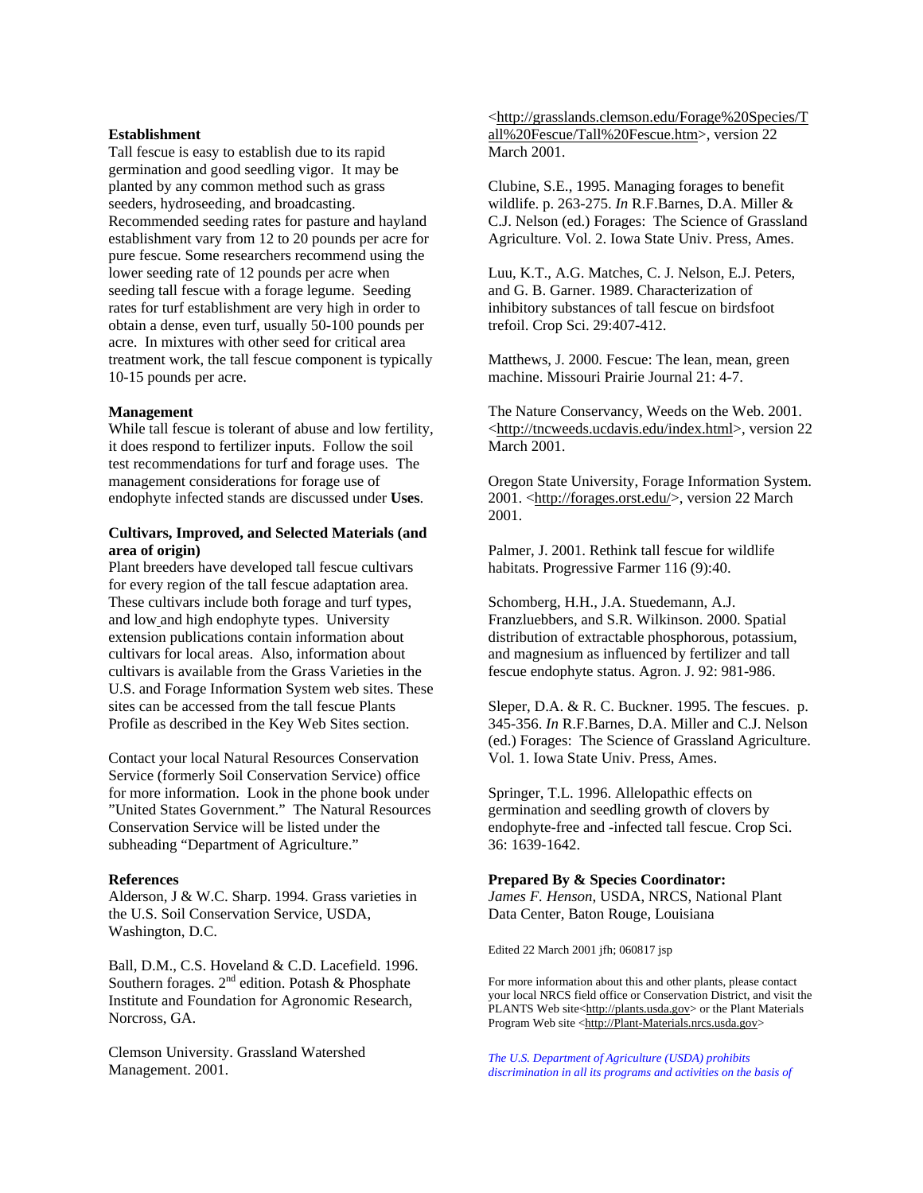## Establishment

Tall fescue is easy to establish due to its rapid germination and good seedling vigor. It may be planted by any common method such as grass seeders, hydroseeding, and broadcasting. Recommended seeding rates for pasture and hayland establishment vary from 12 to 20 pounds per acre for pure fescue. Some researchers recommend using the lower seeding rate of 12 pounds per acre when seeding tall fescue with a forage legume. Seeding rates for turf establishment are very high in order to obtain a dense, even turf, usually 50-100 pounds per acre. In mixtures with other seed for critical area treatment work, the tall fescue component is typically 10-15 pounds per acre.

## Management

While tall fescue is tolerant of abuse and low fertility, it does respond to fertilizer inputs. Follow the soil test recommendations for turf and forage uses. The management considerations for forage use of endophyte infected stands are discussed under **Uses**.

## Cultivars, Improved, and Selected Materials (and area of origin)

Plant breeders have developed tall fescue cultivars for every region of the tall fescue adaptation area. These cultivars include both forage and turf types, and low and high endophyte types. University extension publications contain information about cultivars for local areas. Also, information about cultivars is available from the Grass Varieties in the U.S. and Forage Information System web sites. These sites can be accessed from the tall fescue Plants Profile as described in the Key Web Sites section.

Contact your local Natural Resources Conservation Service (formerly Soil Conservation Service) office for more information. Look in the phone book under "United States Government." The Natural Resources Conservation Service will be listed under the subheading "Department of Agriculture."

## References

Alderson, J & W.C. Sharp. 1994. Grass varieties in the U.S. Soil Conservation Service, USDA, Washington, D.C.

Ball, D.M., C.S. Hoveland & C.D. Lacefield. 1996. Southern forages. 2nd edition. Potash & Phosphate Institute and Foundation for Agronomic Research, Norcross, GA.

Clemson University. Grassland Watershed Management. 2001. <http://grasslands.clemson.edu/Forage%20Species/Tall%20Fescue/Tall%20Fescue.htm>, version 22 March 2001.

Clubine, S.E., 1995. Managing forages to benefit wildlife. p. 263-275. *In* R.F.Barnes, D.A. Miller & C.J. Nelson (ed.) Forages: The Science of Grassland Agriculture. Vol. 2. Iowa State Univ. Press, Ames.

Luu, K.T., A.G. Matches, C. J. Nelson, E.J. Peters, and G. B. Garner. 1989. Characterization of inhibitory substances of tall fescue on birdsfoot trefoil. Crop Sci. 29:407-412.

Matthews, J. 2000. Fescue: The lean, mean, green machine. Missouri Prairie Journal 21: 4-7.

The Nature Conservancy, Weeds on the Web. 2001. <http://tncweeds.ucdavis.edu/index.html>, version 22 March 2001.

Oregon State University, Forage Information System. 2001. <http://forages.orst.edu/>, version 22 March 2001.

Palmer, J. 2001. Rethink tall fescue for wildlife habitats. Progressive Farmer 116 (9):40.

Schomberg, H.H., J.A. Stuedemann, A.J. Franzluebbers, and S.R. Wilkinson. 2000. Spatial distribution of extractable phosphorous, potassium, and magnesium as influenced by fertilizer and tall fescue endophyte status. Agron. J. 92: 981-986.

Sleper, D.A. & R. C. Buckner. 1995. The fescues. p. 345-356. *In* R.F.Barnes, D.A. Miller and C.J. Nelson (ed.) Forages: The Science of Grassland Agriculture. Vol. 1. Iowa State Univ. Press, Ames.

Springer, T.L. 1996. Allelopathic effects on germination and seedling growth of clovers by endophyte-free and -infected tall fescue. Crop Sci. 36: 1639-1642.

**Prepared By & Species Coordinator:**
*James F. Henson*, USDA, NRCS, National Plant Data Center, Baton Rouge, Louisiana

Edited 22 March 2001 jfh; 060817 jsp

For more information about this and other plants, please contact your local NRCS field office or Conservation District, and visit the PLANTS Web site<http://plants.usda.gov> or the Plant Materials Program Web site <http://Plant-Materials.nrcs.usda.gov>

*The U.S. Department of Agriculture (USDA) prohibits discrimination in all its programs and activities on the basis of*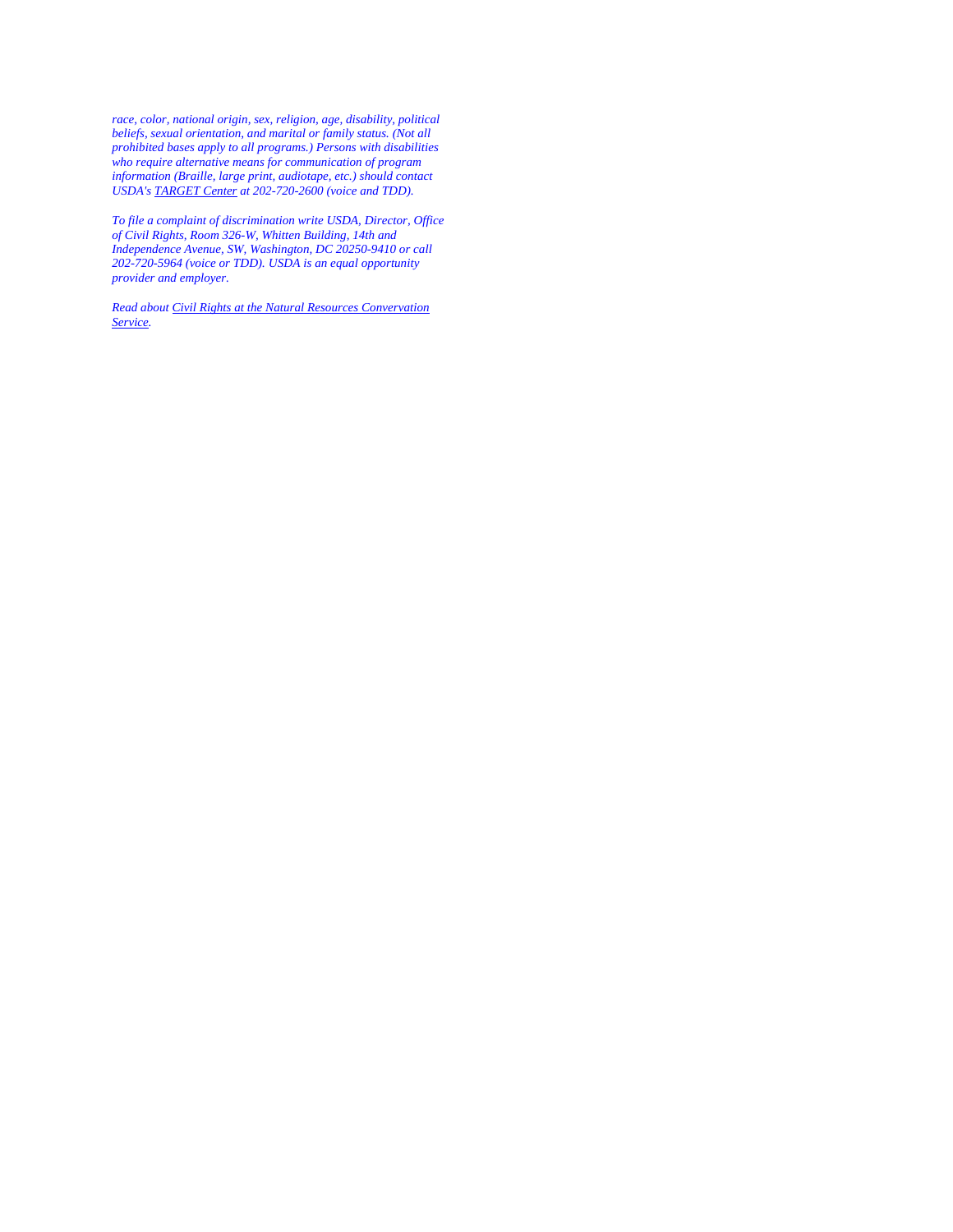*race, color, national origin, sex, religion, age, disability, political beliefs, sexual orientation, and marital or family status. (Not all prohibited bases apply to all programs.) Persons with disabilities who require alternative means for communication of program information (Braille, large print, audiotape, etc.) should contact USDA's TARGET Center at 202-720-2600 (voice and TDD).*

*To file a complaint of discrimination write USDA, Director, Office of Civil Rights, Room 326-W, Whitten Building, 14th and Independence Avenue, SW, Washington, DC 20250-9410 or call 202-720-5964 (voice or TDD). USDA is an equal opportunity provider and employer.*

*Read about Civil Rights at the Natural Resources Convervation Service.*